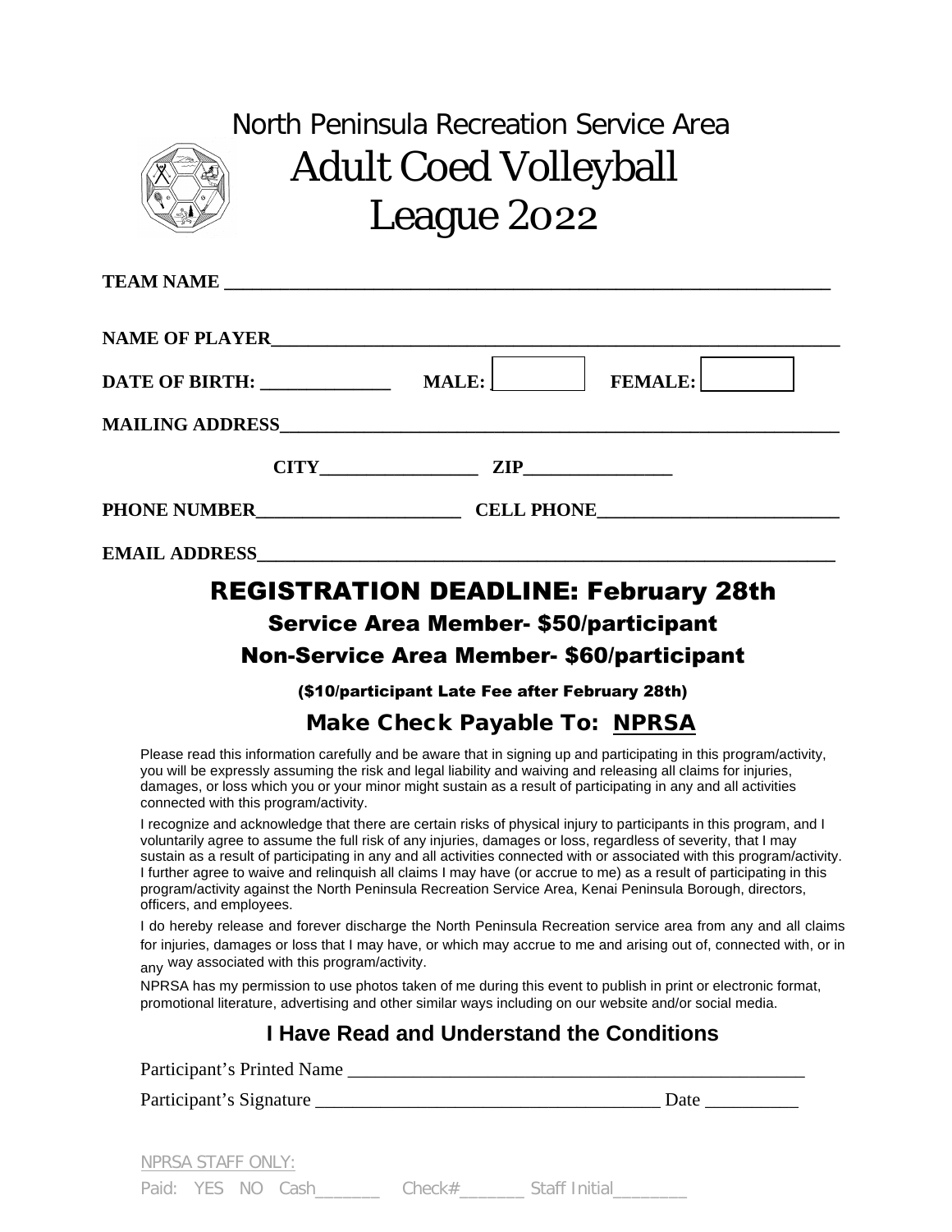North Peninsula Recreation Service Area

# Adult Coed Volleyball League 2022

**TEAM NAME** ___________________________________________________________________

**NAME OF PLAYER**_______________________________________________________________

**DATE OF BIRTH:** _____________ **MALE:** [ ] **FEMALE:** [ ]

**MAILING ADDRESS**______________________________________________________________

**CITY**________________ **ZIP**_______________

**PHONE NUMBER**_____________________ **CELL PHONE**_________________________

**EMAIL ADDRESS**_______________________________________________________________

## REGISTRATION DEADLINE: February 28th

### Service Area Member- $50/participant

### Non-Service Area Member- $60/participant

**($10/participant Late Fee after February 28th)**

### Make Check Payable To: NPRSA

Please read this information carefully and be aware that in signing up and participating in this program/activity, you will be expressly assuming the risk and legal liability and waiving and releasing all claims for injuries, damages, or loss which you or your minor might sustain as a result of participating in any and all activities connected with this program/activity.

I recognize and acknowledge that there are certain risks of physical injury to participants in this program, and I voluntarily agree to assume the full risk of any injuries, damages or loss, regardless of severity, that I may sustain as a result of participating in any and all activities connected with or associated with this program/activity. I further agree to waive and relinquish all claims I may have (or accrue to me) as a result of participating in this program/activity against the North Peninsula Recreation Service Area, Kenai Peninsula Borough, directors, officers, and employees.

I do hereby release and forever discharge the North Peninsula Recreation service area from any and all claims for injuries, damages or loss that I may have, or which may accrue to me and arising out of, connected with, or in any way associated with this program/activity.

NPRSA has my permission to use photos taken of me during this event to publish in print or electronic format, promotional literature, advertising and other similar ways including on our website and/or social media.

## I Have Read and Understand the Conditions

Participant's Printed Name _______________________________________________

Participant's Signature __________________________________ Date __________

NPRSA STAFF ONLY:

Paid: YES NO Cash_______ Check#_______ Staff Initial________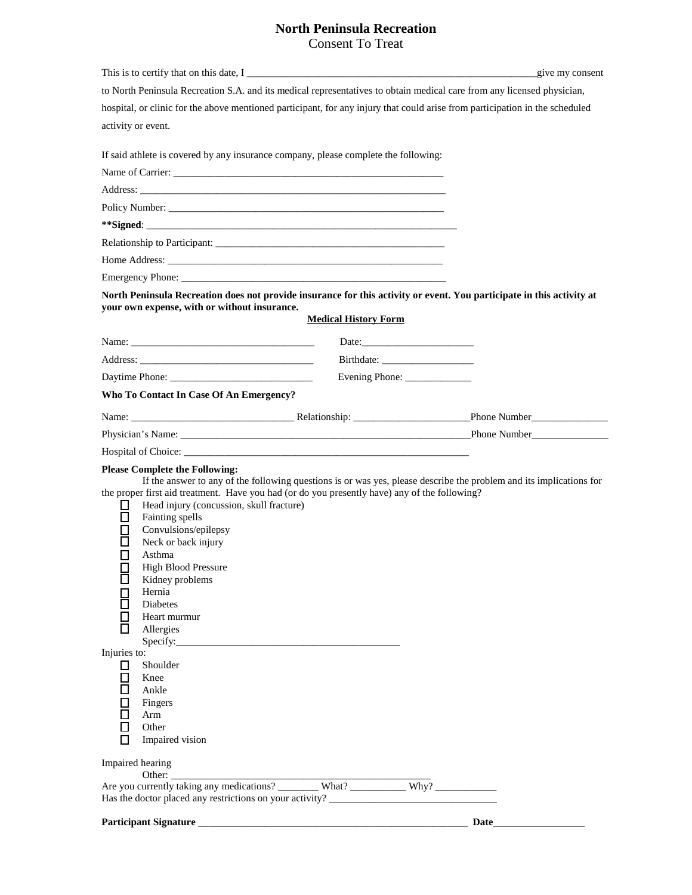# North Peninsula Recreation

Consent To Treat

This is to certify that on this date, I \_\_\_\_\_\_\_\_\_\_\_\_\_\_\_\_\_\_\_\_\_\_\_\_\_\_\_\_\_\_\_\_\_\_\_\_\_\_\_\_\_\_\_\_\_\_\_\_\_\_\_\_\_\_\_\_\_\_give my consent to North Peninsula Recreation S.A. and its medical representatives to obtain medical care from any licensed physician, hospital, or clinic for the above mentioned participant, for any injury that could arise from participation in the scheduled activity or event.

If said athlete is covered by any insurance company, please complete the following:

Name of Carrier: \_\_\_\_\_\_\_\_\_\_\_\_\_\_\_\_\_\_\_\_\_\_\_\_\_\_\_\_\_\_\_\_\_\_\_\_\_\_\_\_\_\_\_\_\_\_\_\_\_\_\_\_\_\_

Address: \_\_\_\_\_\_\_\_\_\_\_\_\_\_\_\_\_\_\_\_\_\_\_\_\_\_\_\_\_\_\_\_\_\_\_\_\_\_\_\_\_\_\_\_\_\_\_\_\_\_\_\_\_\_\_\_\_\_\_\_\_

Policy Number: \_\_\_\_\_\_\_\_\_\_\_\_\_\_\_\_\_\_\_\_\_\_\_\_\_\_\_\_\_\_\_\_\_\_\_\_\_\_\_\_\_\_\_\_\_\_\_\_\_\_\_\_\_\_\_

**\*\*Signed**: \_\_\_\_\_\_\_\_\_\_\_\_\_\_\_\_\_\_\_\_\_\_\_\_\_\_\_\_\_\_\_\_\_\_\_\_\_\_\_\_\_\_\_\_\_\_\_\_\_\_\_\_\_\_\_\_\_\_\_\_\_\_

Relationship to Participant: \_\_\_\_\_\_\_\_\_\_\_\_\_\_\_\_\_\_\_\_\_\_\_\_\_\_\_\_\_\_\_\_\_\_\_\_\_\_\_\_\_\_\_\_\_

Home Address: \_\_\_\_\_\_\_\_\_\_\_\_\_\_\_\_\_\_\_\_\_\_\_\_\_\_\_\_\_\_\_\_\_\_\_\_\_\_\_\_\_\_\_\_\_\_\_\_\_\_\_\_\_\_\_\_

Emergency Phone: \_\_\_\_\_\_\_\_\_\_\_\_\_\_\_\_\_\_\_\_\_\_\_\_\_\_\_\_\_\_\_\_\_\_\_\_\_\_\_\_\_\_\_\_\_\_\_\_\_\_\_\_\_

**North Peninsula Recreation does not provide insurance for this activity or event. You participate in this activity at your own expense, with or without insurance.**

## Medical History Form

Name: \_\_\_\_\_\_\_\_\_\_\_\_\_\_\_\_\_\_\_\_\_\_\_\_\_\_\_\_\_\_\_\_\_\_\_\_\_\_ Date:\_\_\_\_\_\_\_\_\_\_\_\_\_\_\_\_\_\_\_\_\_\_

Address: \_\_\_\_\_\_\_\_\_\_\_\_\_\_\_\_\_\_\_\_\_\_\_\_\_\_\_\_\_\_\_\_\_\_\_ Birthdate: \_\_\_\_\_\_\_\_\_\_\_\_\_\_\_\_\_\_\_

Daytime Phone: \_\_\_\_\_\_\_\_\_\_\_\_\_\_\_\_\_\_\_\_\_\_\_\_\_\_\_\_\_ Evening Phone: \_\_\_\_\_\_\_\_\_\_\_\_\_

**Who To Contact In Case Of An Emergency?**

Name: \_\_\_\_\_\_\_\_\_\_\_\_\_\_\_\_\_\_\_\_\_\_\_\_\_\_\_\_\_\_\_\_\_ Relationship: \_\_\_\_\_\_\_\_\_\_\_\_\_\_\_\_\_\_\_\_\_\_\_Phone Number\_\_\_\_\_\_\_\_\_\_\_\_\_\_\_

Physician's Name: \_\_\_\_\_\_\_\_\_\_\_\_\_\_\_\_\_\_\_\_\_\_\_\_\_\_\_\_\_\_\_\_\_\_\_\_\_\_\_\_\_\_\_\_\_\_\_\_\_\_\_\_\_\_\_\_\_\_Phone Number\_\_\_\_\_\_\_\_\_\_\_\_\_\_\_

Hospital of Choice: \_\_\_\_\_\_\_\_\_\_\_\_\_\_\_\_\_\_\_\_\_\_\_\_\_\_\_\_\_\_\_\_\_\_\_\_\_\_\_\_\_\_\_\_\_\_\_\_\_\_\_\_\_\_\_\_\_\_\_

**Please Complete the Following:**

If the answer to any of the following questions is or was yes, please describe the problem and its implications for the proper first aid treatment. Have you had (or do you presently have) any of the following?

- ☐ Head injury (concussion, skull fracture)
- ☐ Fainting spells
- ☐ Convulsions/epilepsy
- ☐ Neck or back injury
- ☐ Asthma
- ☐ High Blood Pressure
- ☐ Kidney problems
- ☐ Hernia
- ☐ Diabetes
- ☐ Heart murmur
- ☐ Allergies

Specify:\_\_\_\_\_\_\_\_\_\_\_\_\_\_\_\_\_\_\_\_\_\_\_\_\_\_\_\_\_\_\_\_\_\_\_\_\_\_\_\_\_\_\_\_\_\_

Injuries to:

- ☐ Shoulder
- ☐ Knee
- ☐ Ankle
- ☐ Fingers
- ☐ Arm
- ☐ Other
- ☐ Impaired vision

Impaired hearing

Other: \_\_\_\_\_\_\_\_\_\_\_\_\_\_\_\_\_\_\_\_\_\_\_\_\_\_\_\_\_\_\_\_\_\_\_\_\_\_\_\_\_\_\_\_\_\_\_\_\_\_\_\_\_

Are you currently taking any medications? \_\_\_\_\_\_\_\_ What? \_\_\_\_\_\_\_\_\_\_\_ Why? \_\_\_\_\_\_\_\_\_\_\_\_

Has the doctor placed any restrictions on your activity? \_\_\_\_\_\_\_\_\_\_\_\_\_\_\_\_\_\_\_\_\_\_\_\_\_\_\_\_\_\_\_\_\_\_

**Participant Signature \_\_\_\_\_\_\_\_\_\_\_\_\_\_\_\_\_\_\_\_\_\_\_\_\_\_\_\_\_\_\_\_\_\_\_\_\_\_\_\_\_\_\_\_\_\_\_\_\_\_\_\_\_\_\_\_ Date\_\_\_\_\_\_\_\_\_\_\_\_\_\_\_\_\_\_**